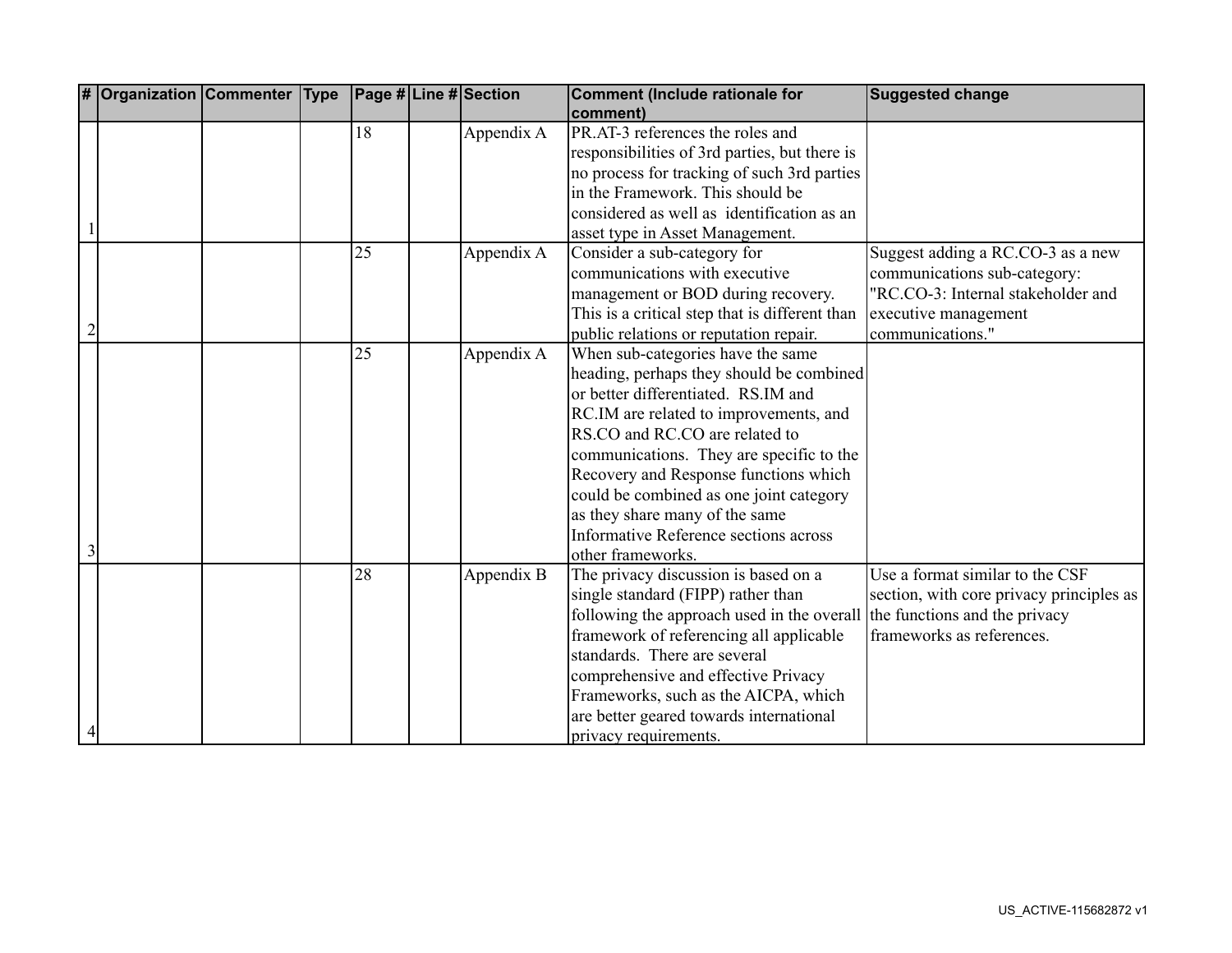| # | Organization | Commenter | Type | Page # | Line # | Section | Comment (Include rationale for comment) | Suggested change |
|---|---|---|---|---|---|---|---|---|
| 1 | | | | 18 | | Appendix A | PR.AT-3 references the roles and responsibilities of 3rd parties, but there is no process for tracking of such 3rd parties in the Framework. This should be considered as well as identification as an asset type in Asset Management. | |
| 2 | | | | 25 | | Appendix A | Consider a sub-category for communications with executive management or BOD during recovery. This is a critical step that is different than public relations or reputation repair. | Suggest adding a RC.CO-3 as a new communications sub-category: "RC.CO-3: Internal stakeholder and executive management communications." |
| 3 | | | | 25 | | Appendix A | When sub-categories have the same heading, perhaps they should be combined or better differentiated. RS.IM and RC.IM are related to improvements, and RS.CO and RC.CO are related to communications. They are specific to the Recovery and Response functions which could be combined as one joint category as they share many of the same Informative Reference sections across other frameworks. | |
| 4 | | | | 28 | | Appendix B | The privacy discussion is based on a single standard (FIPP) rather than following the approach used in the overall framework of referencing all applicable standards. There are several comprehensive and effective Privacy Frameworks, such as the AICPA, which are better geared towards international privacy requirements. | Use a format similar to the CSF section, with core privacy principles as the functions and the privacy frameworks as references. |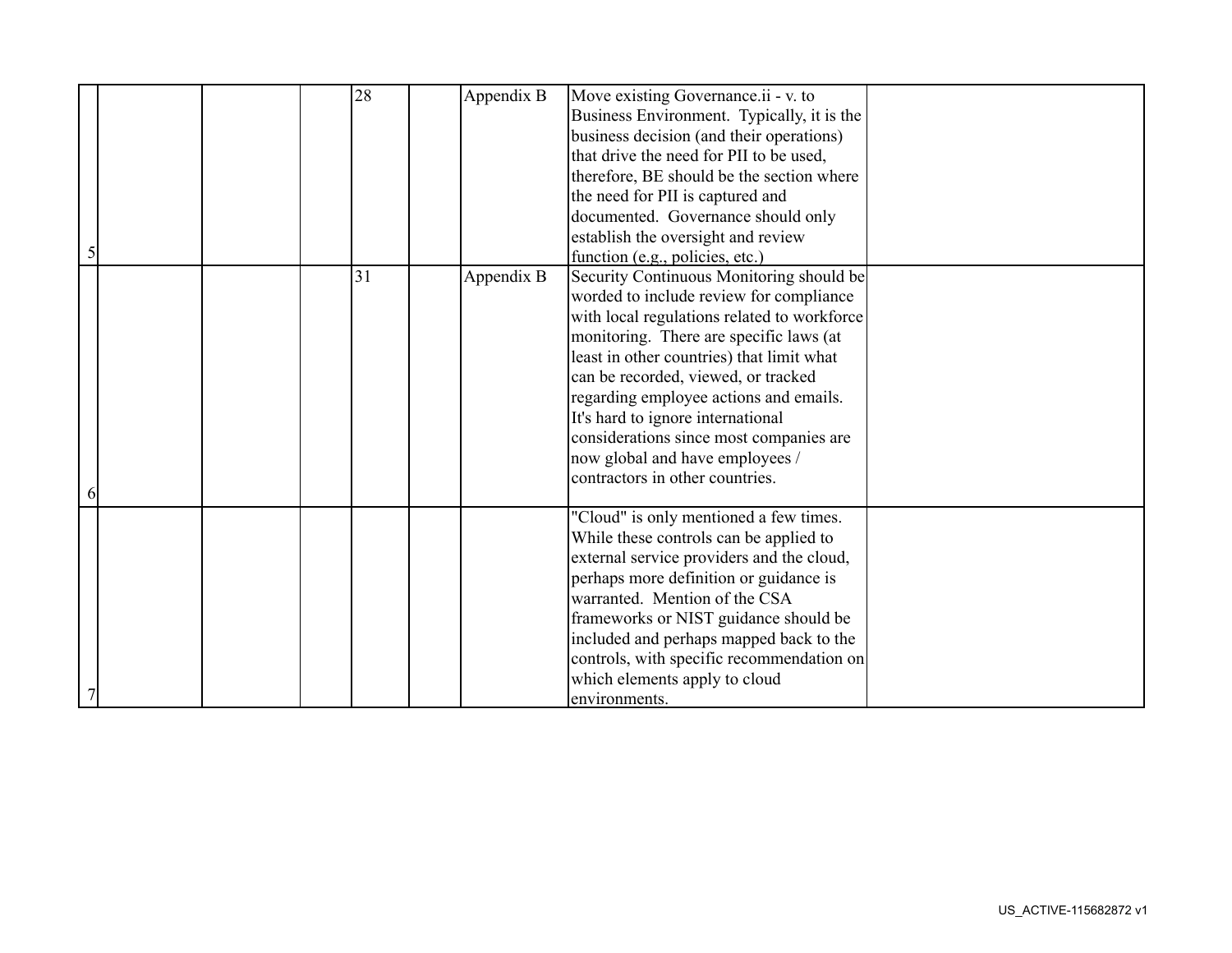| | | | | | | | | |
|---|---|---|---|---|---|---|---|---|
| 5 | | | | 28 | | Appendix B | Move existing Governance.ii - v. to Business Environment. Typically, it is the business decision (and their operations) that drive the need for PII to be used, therefore, BE should be the section where the need for PII is captured and documented. Governance should only establish the oversight and review function (e.g., policies, etc.) | |
| 6 | | | | 31 | | Appendix B | Security Continuous Monitoring should be worded to include review for compliance with local regulations related to workforce monitoring. There are specific laws (at least in other countries) that limit what can be recorded, viewed, or tracked regarding employee actions and emails. It's hard to ignore international considerations since most companies are now global and have employees / contractors in other countries. | |
| 7 | | | | | | | "Cloud" is only mentioned a few times. While these controls can be applied to external service providers and the cloud, perhaps more definition or guidance is warranted. Mention of the CSA frameworks or NIST guidance should be included and perhaps mapped back to the controls, with specific recommendation on which elements apply to cloud environments. | |

US_ACTIVE-115682872 v1